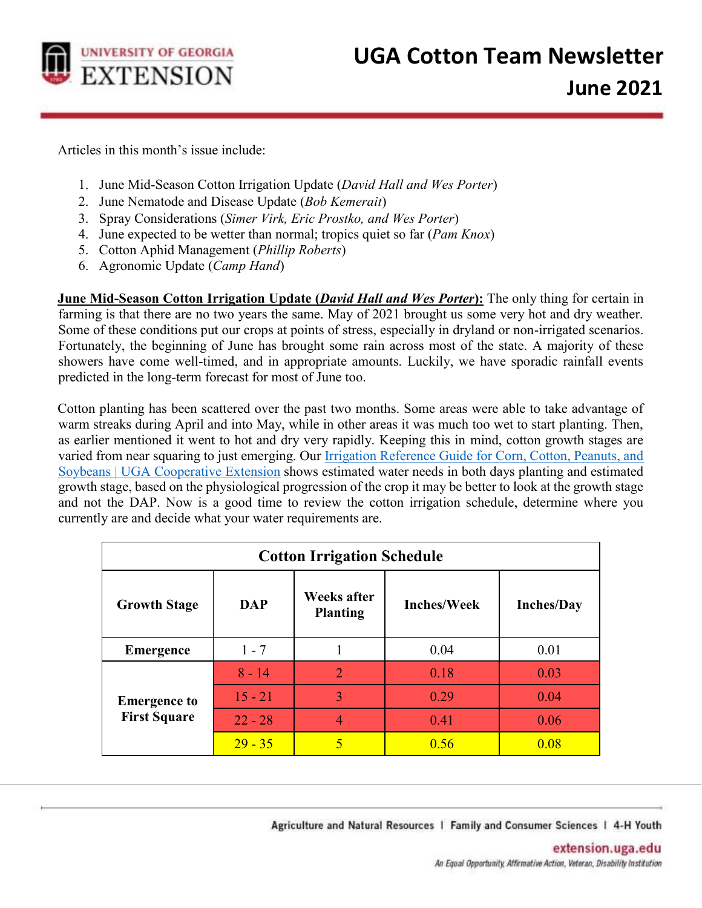# UGA Cotton Team Newsletter

## June 2021

Articles in this month's issue include:

1. June Mid-Season Cotton Irrigation Update (*David Hall and Wes Porter*)
2. June Nematode and Disease Update (*Bob Kemerait*)
3. Spray Considerations (*Simer Virk, Eric Prostko, and Wes Porter*)
4. June expected to be wetter than normal; tropics quiet so far (*Pam Knox*)
5. Cotton Aphid Management (*Phillip Roberts*)
6. Agronomic Update (*Camp Hand*)

**June Mid-Season Cotton Irrigation Update (*David Hall and Wes Porter*):** The only thing for certain in farming is that there are no two years the same. May of 2021 brought us some very hot and dry weather. Some of these conditions put our crops at points of stress, especially in dryland or non-irrigated scenarios. Fortunately, the beginning of June has brought some rain across most of the state. A majority of these showers have come well-timed, and in appropriate amounts. Luckily, we have sporadic rainfall events predicted in the long-term forecast for most of June too.

Cotton planting has been scattered over the past two months. Some areas were able to take advantage of warm streaks during April and into May, while in other areas it was much too wet to start planting. Then, as earlier mentioned it went to hot and dry very rapidly. Keeping this in mind, cotton growth stages are varied from near squaring to just emerging. Our [Irrigation Reference Guide for Corn, Cotton, Peanuts, and Soybeans | UGA Cooperative Extension] shows estimated water needs in both days planting and estimated growth stage, based on the physiological progression of the crop it may be better to look at the growth stage and not the DAP. Now is a good time to review the cotton irrigation schedule, determine where you currently are and decide what your water requirements are.

| Cotton Irrigation Schedule | | | | |
|---|---|---|---|---|
| **Growth Stage** | **DAP** | **Weeks after Planting** | **Inches/Week** | **Inches/Day** |
| **Emergence** | 1 - 7 | 1 | 0.04 | 0.01 |
| **Emergence to First Square** | 8 - 14 | 2 | 0.18 | 0.03 |
| | 15 - 21 | 3 | 0.29 | 0.04 |
| | 22 - 28 | 4 | 0.41 | 0.06 |
| | 29 - 35 | 5 | 0.56 | 0.08 |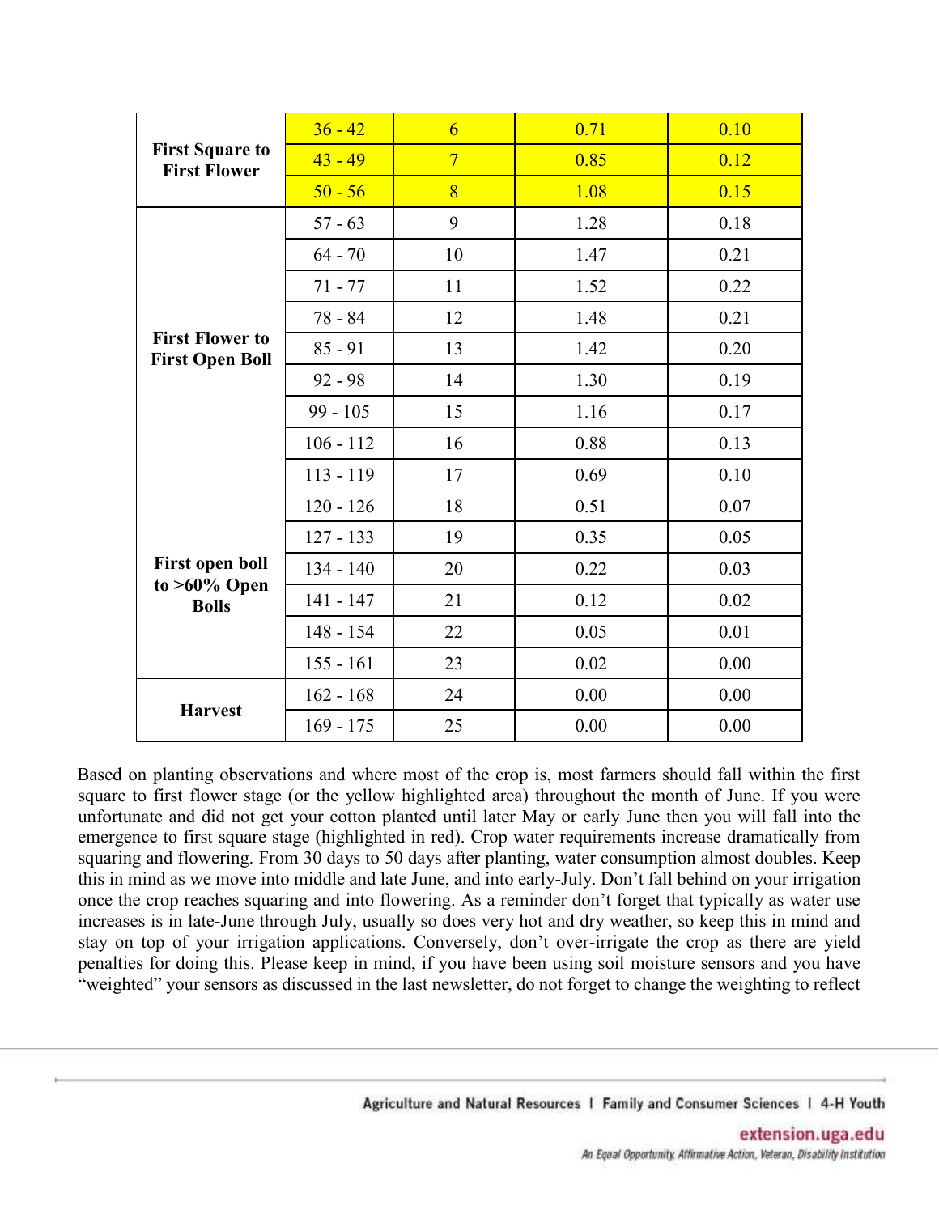| | | | | |
|---|---|---|---|---|
| **First Square to First Flower** | 36 - 42 | 6 | 0.71 | 0.10 |
| | 43 - 49 | 7 | 0.85 | 0.12 |
| | 50 - 56 | 8 | 1.08 | 0.15 |
| **First Flower to First Open Boll** | 57 - 63 | 9 | 1.28 | 0.18 |
| | 64 - 70 | 10 | 1.47 | 0.21 |
| | 71 - 77 | 11 | 1.52 | 0.22 |
| | 78 - 84 | 12 | 1.48 | 0.21 |
| | 85 - 91 | 13 | 1.42 | 0.20 |
| | 92 - 98 | 14 | 1.30 | 0.19 |
| | 99 - 105 | 15 | 1.16 | 0.17 |
| | 106 - 112 | 16 | 0.88 | 0.13 |
| | 113 - 119 | 17 | 0.69 | 0.10 |
| **First open boll to >60% Open Bolls** | 120 - 126 | 18 | 0.51 | 0.07 |
| | 127 - 133 | 19 | 0.35 | 0.05 |
| | 134 - 140 | 20 | 0.22 | 0.03 |
| | 141 - 147 | 21 | 0.12 | 0.02 |
| | 148 - 154 | 22 | 0.05 | 0.01 |
| | 155 - 161 | 23 | 0.02 | 0.00 |
| **Harvest** | 162 - 168 | 24 | 0.00 | 0.00 |
| | 169 - 175 | 25 | 0.00 | 0.00 |

Based on planting observations and where most of the crop is, most farmers should fall within the first square to first flower stage (or the yellow highlighted area) throughout the month of June. If you were unfortunate and did not get your cotton planted until later May or early June then you will fall into the emergence to first square stage (highlighted in red). Crop water requirements increase dramatically from squaring and flowering. From 30 days to 50 days after planting, water consumption almost doubles. Keep this in mind as we move into middle and late June, and into early-July. Don't fall behind on your irrigation once the crop reaches squaring and into flowering. As a reminder don't forget that typically as water use increases is in late-June through July, usually so does very hot and dry weather, so keep this in mind and stay on top of your irrigation applications. Conversely, don't over-irrigate the crop as there are yield penalties for doing this. Please keep in mind, if you have been using soil moisture sensors and you have "weighted" your sensors as discussed in the last newsletter, do not forget to change the weighting to reflect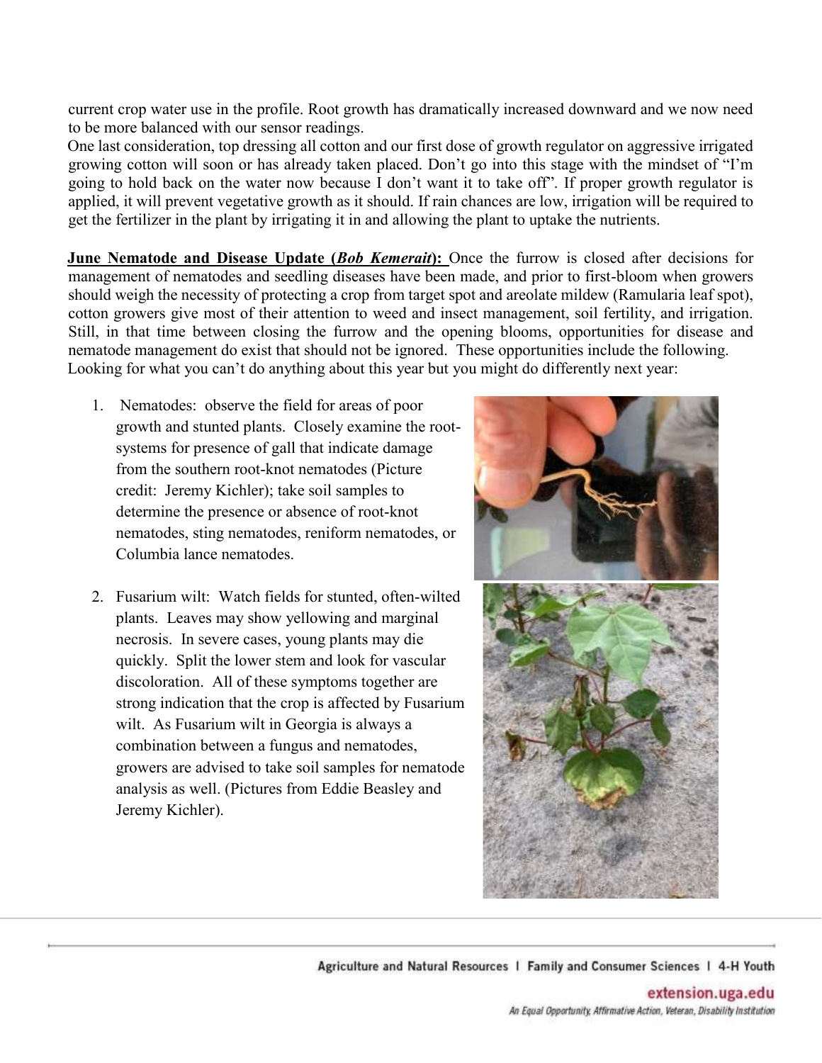current crop water use in the profile. Root growth has dramatically increased downward and we now need to be more balanced with our sensor readings.

One last consideration, top dressing all cotton and our first dose of growth regulator on aggressive irrigated growing cotton will soon or has already taken placed. Don't go into this stage with the mindset of "I'm going to hold back on the water now because I don't want it to take off". If proper growth regulator is applied, it will prevent vegetative growth as it should. If rain chances are low, irrigation will be required to get the fertilizer in the plant by irrigating it in and allowing the plant to uptake the nutrients.

**June Nematode and Disease Update (*Bob Kemerait*):** Once the furrow is closed after decisions for management of nematodes and seedling diseases have been made, and prior to first-bloom when growers should weigh the necessity of protecting a crop from target spot and areolate mildew (Ramularia leaf spot), cotton growers give most of their attention to weed and insect management, soil fertility, and irrigation. Still, in that time between closing the furrow and the opening blooms, opportunities for disease and nematode management do exist that should not be ignored. These opportunities include the following. Looking for what you can't do anything about this year but you might do differently next year:

1. Nematodes: observe the field for areas of poor growth and stunted plants. Closely examine the root-systems for presence of gall that indicate damage from the southern root-knot nematodes (Picture credit: Jeremy Kichler); take soil samples to determine the presence or absence of root-knot nematodes, sting nematodes, reniform nematodes, or Columbia lance nematodes.

2. Fusarium wilt: Watch fields for stunted, often-wilted plants. Leaves may show yellowing and marginal necrosis. In severe cases, young plants may die quickly. Split the lower stem and look for vascular discoloration. All of these symptoms together are strong indication that the crop is affected by Fusarium wilt. As Fusarium wilt in Georgia is always a combination between a fungus and nematodes, growers are advised to take soil samples for nematode analysis as well. (Pictures from Eddie Beasley and Jeremy Kichler).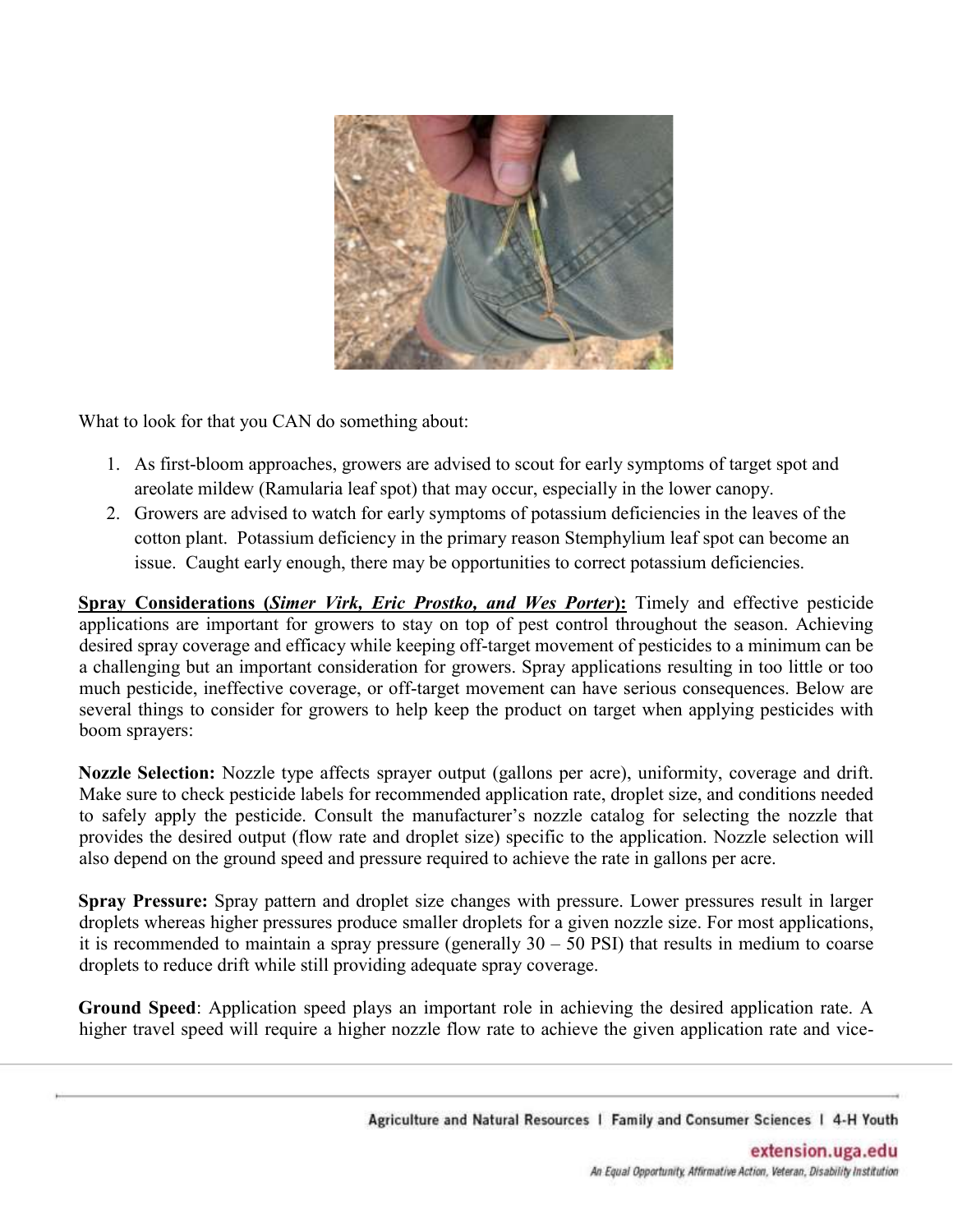What to look for that you CAN do something about:

1. As first-bloom approaches, growers are advised to scout for early symptoms of target spot and areolate mildew (Ramularia leaf spot) that may occur, especially in the lower canopy.
2. Growers are advised to watch for early symptoms of potassium deficiencies in the leaves of the cotton plant. Potassium deficiency in the primary reason Stemphylium leaf spot can become an issue. Caught early enough, there may be opportunities to correct potassium deficiencies.

**Spray Considerations (*Simer Virk, Eric Prostko, and Wes Porter*):** Timely and effective pesticide applications are important for growers to stay on top of pest control throughout the season. Achieving desired spray coverage and efficacy while keeping off-target movement of pesticides to a minimum can be a challenging but an important consideration for growers. Spray applications resulting in too little or too much pesticide, ineffective coverage, or off-target movement can have serious consequences. Below are several things to consider for growers to help keep the product on target when applying pesticides with boom sprayers:

**Nozzle Selection:** Nozzle type affects sprayer output (gallons per acre), uniformity, coverage and drift. Make sure to check pesticide labels for recommended application rate, droplet size, and conditions needed to safely apply the pesticide. Consult the manufacturer's nozzle catalog for selecting the nozzle that provides the desired output (flow rate and droplet size) specific to the application. Nozzle selection will also depend on the ground speed and pressure required to achieve the rate in gallons per acre.

**Spray Pressure:** Spray pattern and droplet size changes with pressure. Lower pressures result in larger droplets whereas higher pressures produce smaller droplets for a given nozzle size. For most applications, it is recommended to maintain a spray pressure (generally 30 – 50 PSI) that results in medium to coarse droplets to reduce drift while still providing adequate spray coverage.

**Ground Speed**: Application speed plays an important role in achieving the desired application rate. A higher travel speed will require a higher nozzle flow rate to achieve the given application rate and vice-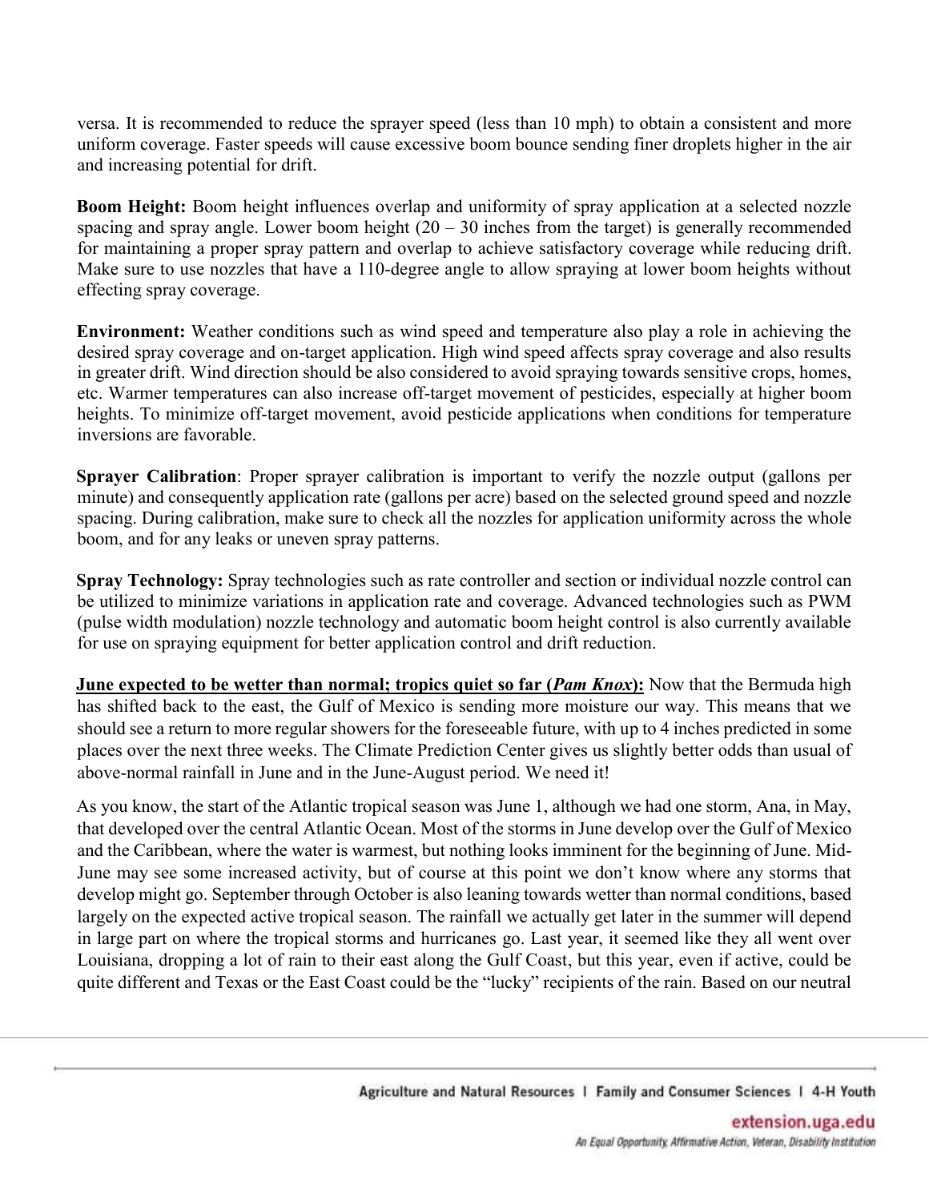versa. It is recommended to reduce the sprayer speed (less than 10 mph) to obtain a consistent and more uniform coverage. Faster speeds will cause excessive boom bounce sending finer droplets higher in the air and increasing potential for drift.

**Boom Height:** Boom height influences overlap and uniformity of spray application at a selected nozzle spacing and spray angle. Lower boom height (20 – 30 inches from the target) is generally recommended for maintaining a proper spray pattern and overlap to achieve satisfactory coverage while reducing drift. Make sure to use nozzles that have a 110-degree angle to allow spraying at lower boom heights without effecting spray coverage.

**Environment:** Weather conditions such as wind speed and temperature also play a role in achieving the desired spray coverage and on-target application. High wind speed affects spray coverage and also results in greater drift. Wind direction should be also considered to avoid spraying towards sensitive crops, homes, etc. Warmer temperatures can also increase off-target movement of pesticides, especially at higher boom heights. To minimize off-target movement, avoid pesticide applications when conditions for temperature inversions are favorable.

**Sprayer Calibration**: Proper sprayer calibration is important to verify the nozzle output (gallons per minute) and consequently application rate (gallons per acre) based on the selected ground speed and nozzle spacing. During calibration, make sure to check all the nozzles for application uniformity across the whole boom, and for any leaks or uneven spray patterns.

**Spray Technology:** Spray technologies such as rate controller and section or individual nozzle control can be utilized to minimize variations in application rate and coverage. Advanced technologies such as PWM (pulse width modulation) nozzle technology and automatic boom height control is also currently available for use on spraying equipment for better application control and drift reduction.

**June expected to be wetter than normal; tropics quiet so far (*Pam Knox*):** Now that the Bermuda high has shifted back to the east, the Gulf of Mexico is sending more moisture our way. This means that we should see a return to more regular showers for the foreseeable future, with up to 4 inches predicted in some places over the next three weeks. The Climate Prediction Center gives us slightly better odds than usual of above-normal rainfall in June and in the June-August period. We need it!

As you know, the start of the Atlantic tropical season was June 1, although we had one storm, Ana, in May, that developed over the central Atlantic Ocean. Most of the storms in June develop over the Gulf of Mexico and the Caribbean, where the water is warmest, but nothing looks imminent for the beginning of June. Mid-June may see some increased activity, but of course at this point we don't know where any storms that develop might go. September through October is also leaning towards wetter than normal conditions, based largely on the expected active tropical season. The rainfall we actually get later in the summer will depend in large part on where the tropical storms and hurricanes go. Last year, it seemed like they all went over Louisiana, dropping a lot of rain to their east along the Gulf Coast, but this year, even if active, could be quite different and Texas or the East Coast could be the "lucky" recipients of the rain. Based on our neutral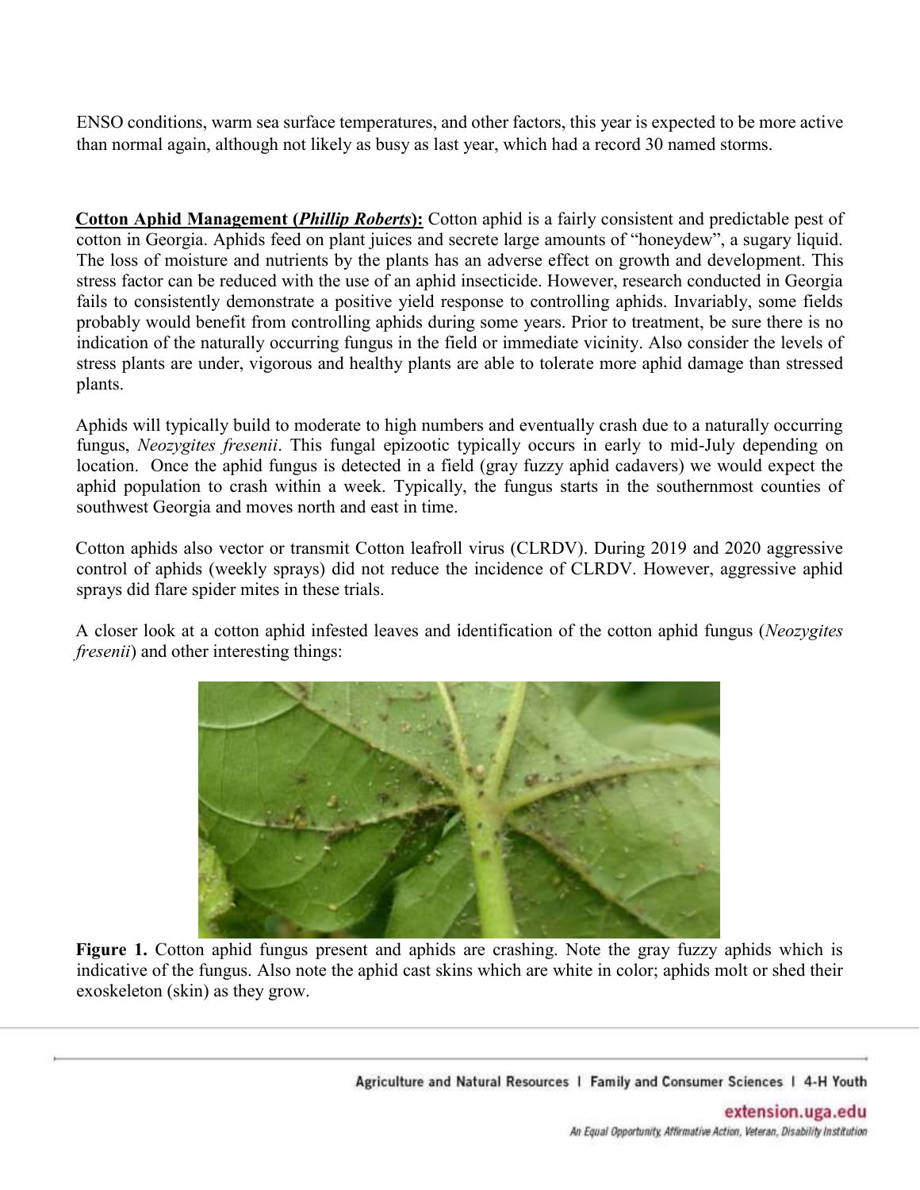ENSO conditions, warm sea surface temperatures, and other factors, this year is expected to be more active than normal again, although not likely as busy as last year, which had a record 30 named storms.

**Cotton Aphid Management (*Phillip Roberts*):** Cotton aphid is a fairly consistent and predictable pest of cotton in Georgia. Aphids feed on plant juices and secrete large amounts of "honeydew", a sugary liquid. The loss of moisture and nutrients by the plants has an adverse effect on growth and development. This stress factor can be reduced with the use of an aphid insecticide. However, research conducted in Georgia fails to consistently demonstrate a positive yield response to controlling aphids. Invariably, some fields probably would benefit from controlling aphids during some years. Prior to treatment, be sure there is no indication of the naturally occurring fungus in the field or immediate vicinity. Also consider the levels of stress plants are under, vigorous and healthy plants are able to tolerate more aphid damage than stressed plants.

Aphids will typically build to moderate to high numbers and eventually crash due to a naturally occurring fungus, *Neozygites fresenii*. This fungal epizootic typically occurs in early to mid-July depending on location. Once the aphid fungus is detected in a field (gray fuzzy aphid cadavers) we would expect the aphid population to crash within a week. Typically, the fungus starts in the southernmost counties of southwest Georgia and moves north and east in time.

Cotton aphids also vector or transmit Cotton leafroll virus (CLRDV). During 2019 and 2020 aggressive control of aphids (weekly sprays) did not reduce the incidence of CLRDV. However, aggressive aphid sprays did flare spider mites in these trials.

A closer look at a cotton aphid infested leaves and identification of the cotton aphid fungus (*Neozygites fresenii*) and other interesting things:

**Figure 1.** Cotton aphid fungus present and aphids are crashing. Note the gray fuzzy aphids which is indicative of the fungus. Also note the aphid cast skins which are white in color; aphids molt or shed their exoskeleton (skin) as they grow.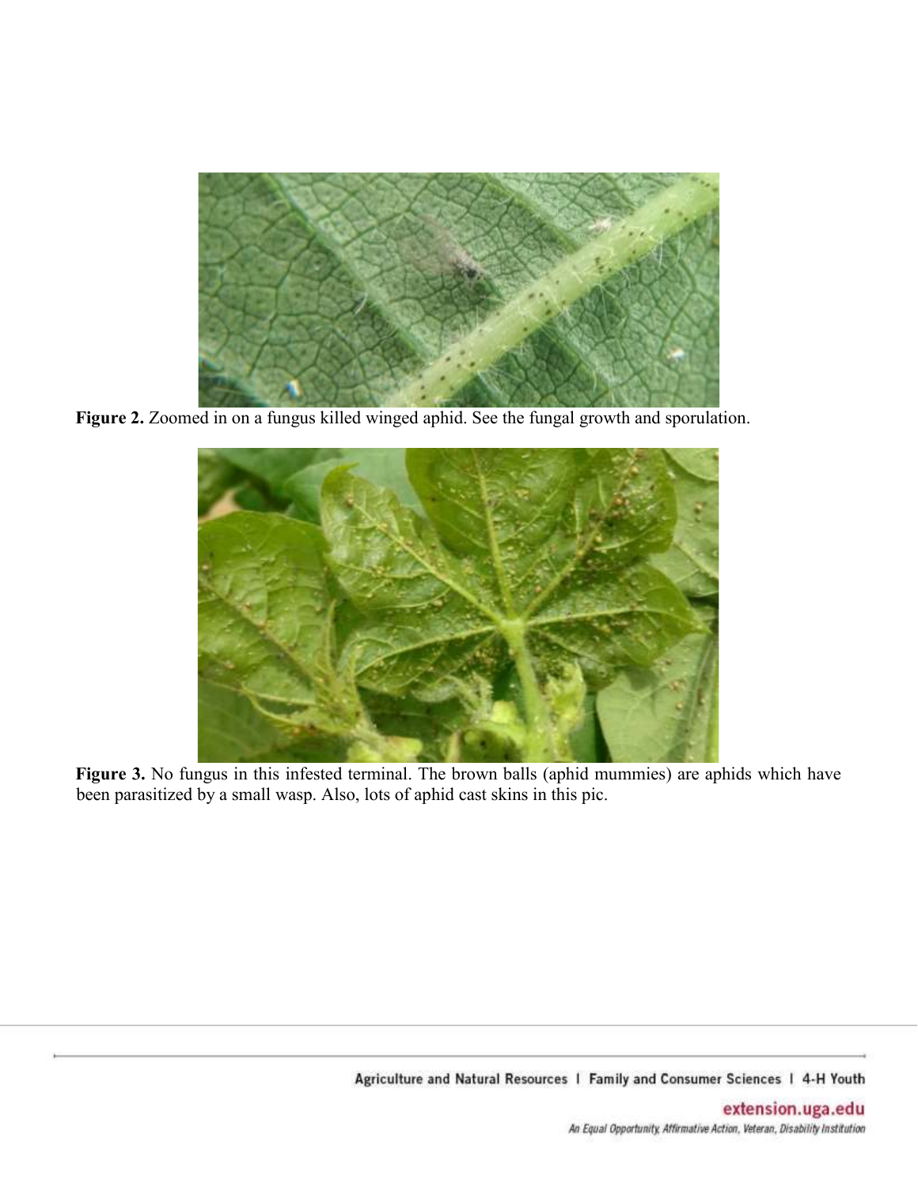**Figure 2.** Zoomed in on a fungus killed winged aphid. See the fungal growth and sporulation.

**Figure 3.** No fungus in this infested terminal. The brown balls (aphid mummies) are aphids which have been parasitized by a small wasp. Also, lots of aphid cast skins in this pic.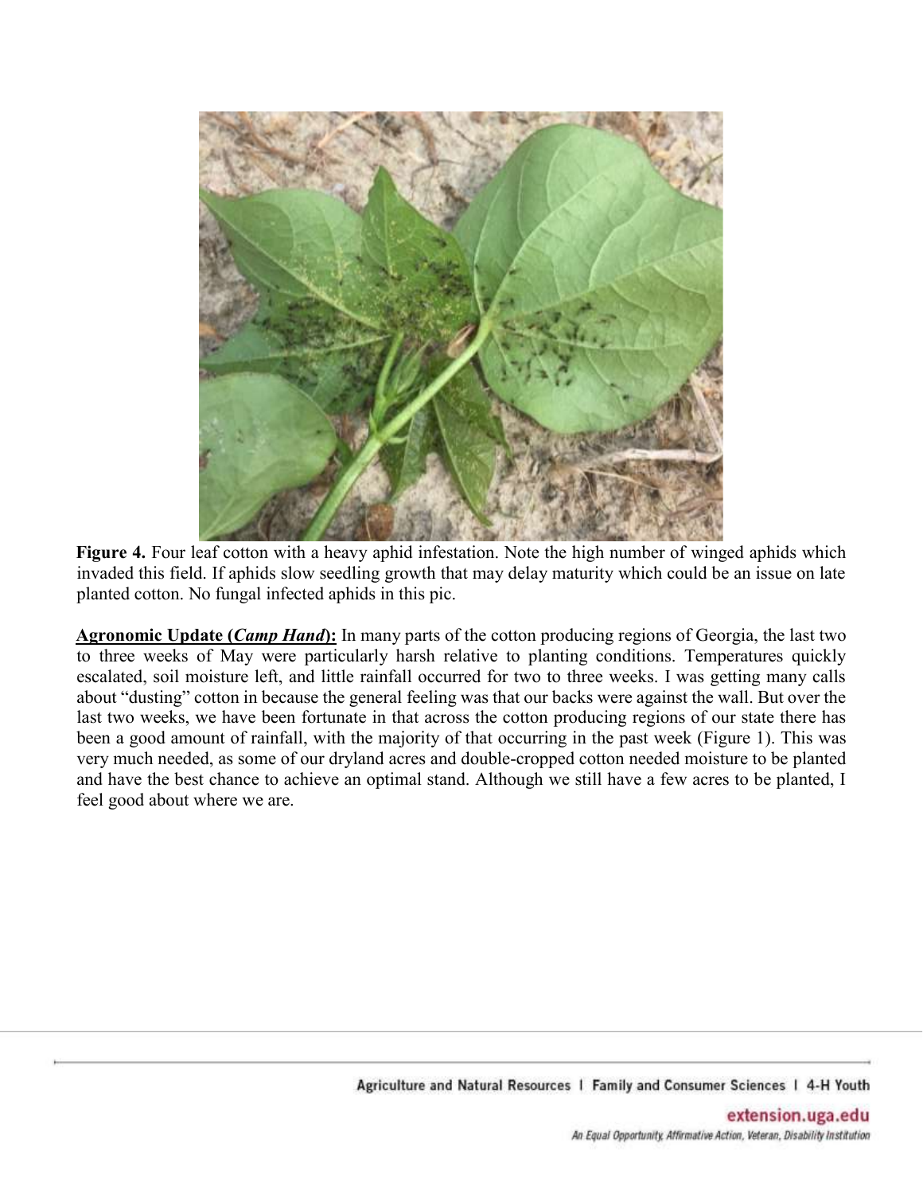**Figure 4.** Four leaf cotton with a heavy aphid infestation. Note the high number of winged aphids which invaded this field. If aphids slow seedling growth that may delay maturity which could be an issue on late planted cotton. No fungal infected aphids in this pic.

**Agronomic Update (*Camp Hand*):** In many parts of the cotton producing regions of Georgia, the last two to three weeks of May were particularly harsh relative to planting conditions. Temperatures quickly escalated, soil moisture left, and little rainfall occurred for two to three weeks. I was getting many calls about "dusting" cotton in because the general feeling was that our backs were against the wall. But over the last two weeks, we have been fortunate in that across the cotton producing regions of our state there has been a good amount of rainfall, with the majority of that occurring in the past week (Figure 1). This was very much needed, as some of our dryland acres and double-cropped cotton needed moisture to be planted and have the best chance to achieve an optimal stand. Although we still have a few acres to be planted, I feel good about where we are.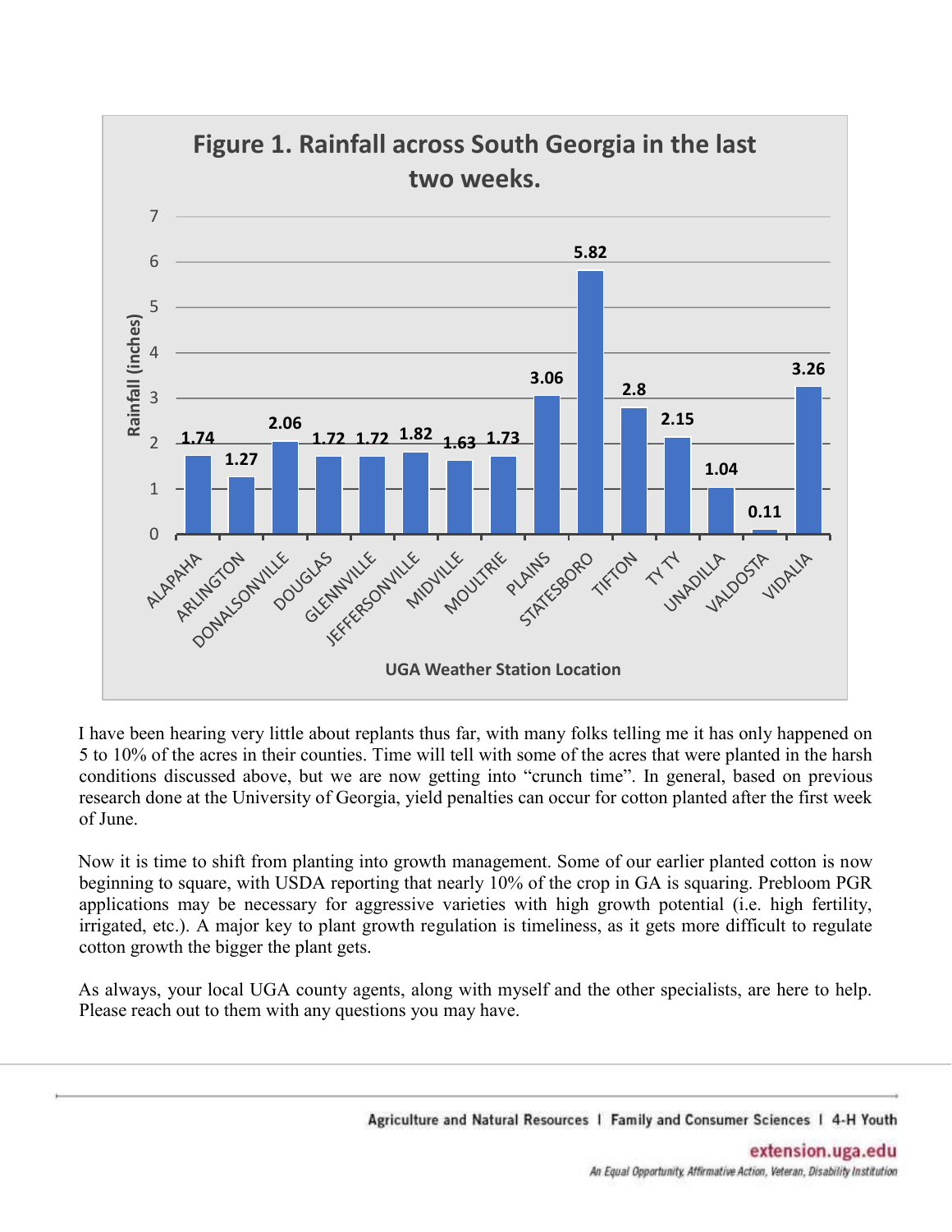**Figure 1. Rainfall across South Georgia in the last two weeks.**

Rainfall (inches)

7
6
5
4
3
2
1
0

1.74
1.27
2.06
1.72
1.72
1.82
1.63
1.73
3.06
5.82
2.8
2.15
1.04
0.11
3.26

ALAPAHA
ARLINGTON
DONALSONVILLE
DOUGLAS
GLENNVILLE
JEFFERSONVILLE
MIDVILLE
MOULTRIE
PLAINS
STATESBORO
TIFTON
TY TY
UNADILLA
VALDOSTA
VIDALIA

UGA Weather Station Location

I have been hearing very little about replants thus far, with many folks telling me it has only happened on 5 to 10% of the acres in their counties. Time will tell with some of the acres that were planted in the harsh conditions discussed above, but we are now getting into "crunch time". In general, based on previous research done at the University of Georgia, yield penalties can occur for cotton planted after the first week of June.

Now it is time to shift from planting into growth management. Some of our earlier planted cotton is now beginning to square, with USDA reporting that nearly 10% of the crop in GA is squaring. Prebloom PGR applications may be necessary for aggressive varieties with high growth potential (i.e. high fertility, irrigated, etc.). A major key to plant growth regulation is timeliness, as it gets more difficult to regulate cotton growth the bigger the plant gets.

As always, your local UGA county agents, along with myself and the other specialists, are here to help. Please reach out to them with any questions you may have.

Agriculture and Natural Resources | Family and Consumer Sciences | 4-H Youth

extension.uga.edu

*An Equal Opportunity, Affirmative Action, Veteran, Disability Institution*